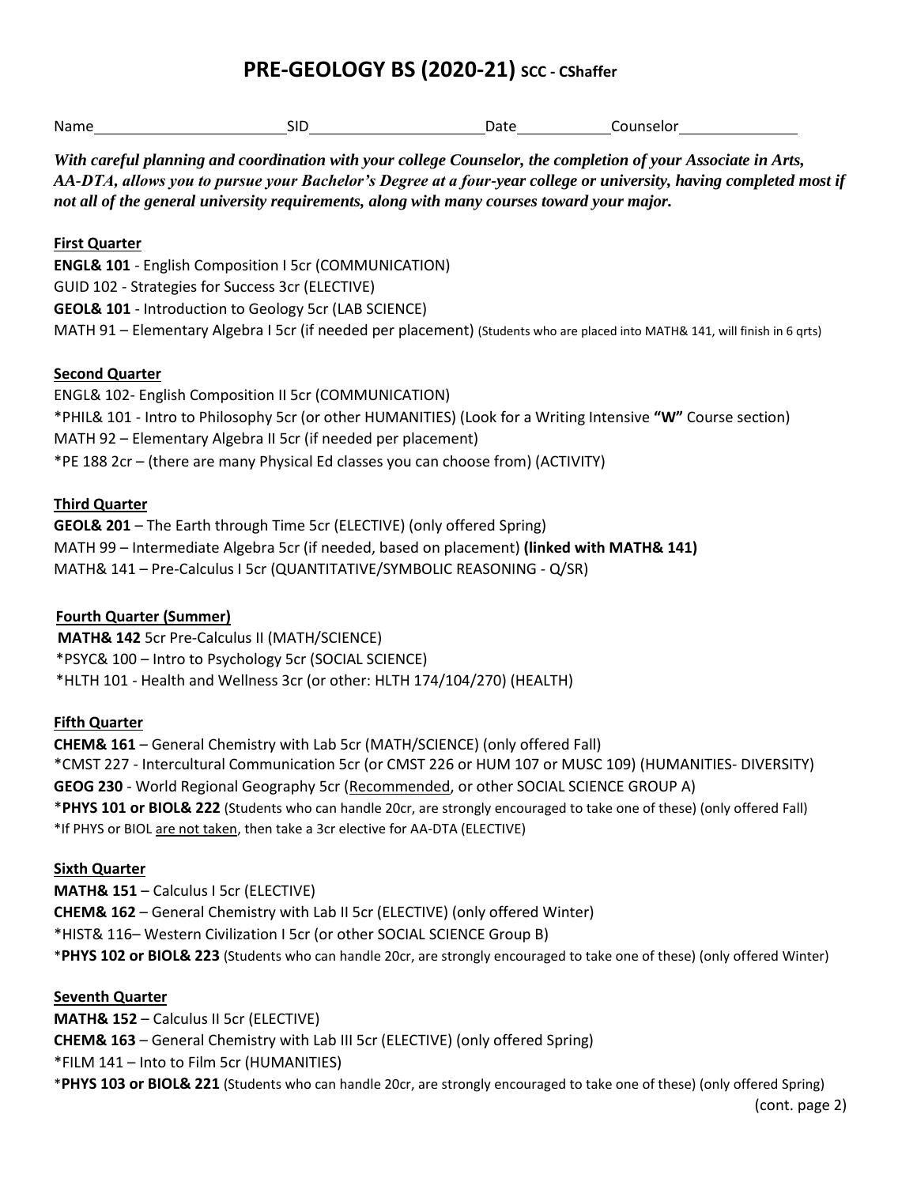# PRE-GEOLOGY BS (2020-21) SCC - CShaffer

Name\_\_\_\_\_\_\_\_\_\_\_\_\_\_\_\_\_\_\_\_\_\_\_\_ SID\_\_\_\_\_\_\_\_\_\_\_\_\_\_\_\_\_\_\_\_\_\_ Date\_\_\_\_\_\_\_\_\_\_\_\_ Counselor\_\_\_\_\_\_\_\_\_\_\_\_\_\_\_

***With careful planning and coordination with your college Counselor, the completion of your Associate in Arts, AA-DTA, allows you to pursue your Bachelor's Degree at a four-year college or university, having completed most if not all of the general university requirements, along with many courses toward your major.***

**First Quarter**

**ENGL& 101** - English Composition I 5cr (COMMUNICATION)
GUID 102 - Strategies for Success 3cr (ELECTIVE)
**GEOL& 101** - Introduction to Geology 5cr (LAB SCIENCE)
MATH 91 – Elementary Algebra I 5cr (if needed per placement) (Students who are placed into MATH& 141, will finish in 6 qrts)

**Second Quarter**

ENGL& 102- English Composition II 5cr (COMMUNICATION)
*PHIL& 101 - Intro to Philosophy 5cr (or other HUMANITIES) (Look for a Writing Intensive **"W"** Course section)
MATH 92 – Elementary Algebra II 5cr (if needed per placement)
*PE 188 2cr – (there are many Physical Ed classes you can choose from) (ACTIVITY)

**Third Quarter**

**GEOL& 201** – The Earth through Time 5cr (ELECTIVE) (only offered Spring)
MATH 99 – Intermediate Algebra 5cr (if needed, based on placement) **(linked with MATH& 141)**
MATH& 141 – Pre-Calculus I 5cr (QUANTITATIVE/SYMBOLIC REASONING - Q/SR)

**Fourth Quarter (Summer)**

**MATH& 142** 5cr Pre-Calculus II (MATH/SCIENCE)
*PSYC& 100 – Intro to Psychology 5cr (SOCIAL SCIENCE)
*HLTH 101 - Health and Wellness 3cr (or other: HLTH 174/104/270) (HEALTH)

**Fifth Quarter**

**CHEM& 161** – General Chemistry with Lab 5cr (MATH/SCIENCE) (only offered Fall)
*CMST 227 - Intercultural Communication 5cr (or CMST 226 or HUM 107 or MUSC 109) (HUMANITIES- DIVERSITY)
**GEOG 230** - World Regional Geography 5cr (Recommended, or other SOCIAL SCIENCE GROUP A)
***PHYS 101 or BIOL& 222** (Students who can handle 20cr, are strongly encouraged to take one of these) (only offered Fall)
*If PHYS or BIOL are not taken, then take a 3cr elective for AA-DTA (ELECTIVE)

**Sixth Quarter**

**MATH& 151** – Calculus I 5cr (ELECTIVE)
**CHEM& 162** – General Chemistry with Lab II 5cr (ELECTIVE) (only offered Winter)
*HIST& 116– Western Civilization I 5cr (or other SOCIAL SCIENCE Group B)
***PHYS 102 or BIOL& 223** (Students who can handle 20cr, are strongly encouraged to take one of these) (only offered Winter)

**Seventh Quarter**

**MATH& 152** – Calculus II 5cr (ELECTIVE)
**CHEM& 163** – General Chemistry with Lab III 5cr (ELECTIVE) (only offered Spring)
*FILM 141 – Into to Film 5cr (HUMANITIES)
***PHYS 103 or BIOL& 221** (Students who can handle 20cr, are strongly encouraged to take one of these) (only offered Spring)

(cont. page 2)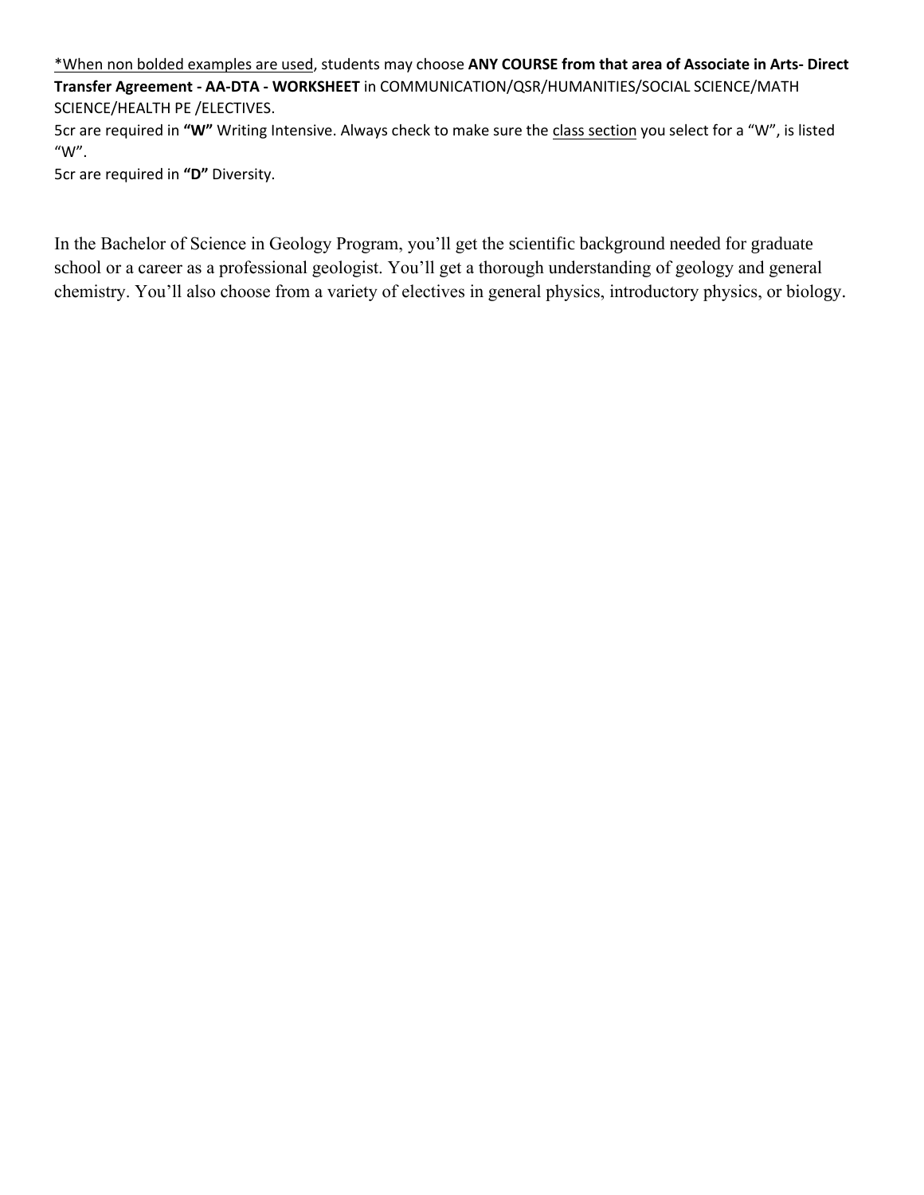*When non bolded examples are used, students may choose **ANY COURSE from that area of Associate in Arts- Direct Transfer Agreement - AA-DTA - WORKSHEET** in COMMUNICATION/QSR/HUMANITIES/SOCIAL SCIENCE/MATH SCIENCE/HEALTH PE /ELECTIVES.

5cr are required in **"W"** Writing Intensive. Always check to make sure the class section you select for a "W", is listed "W".

5cr are required in **"D"** Diversity.

In the Bachelor of Science in Geology Program, you'll get the scientific background needed for graduate school or a career as a professional geologist. You'll get a thorough understanding of geology and general chemistry. You'll also choose from a variety of electives in general physics, introductory physics, or biology.